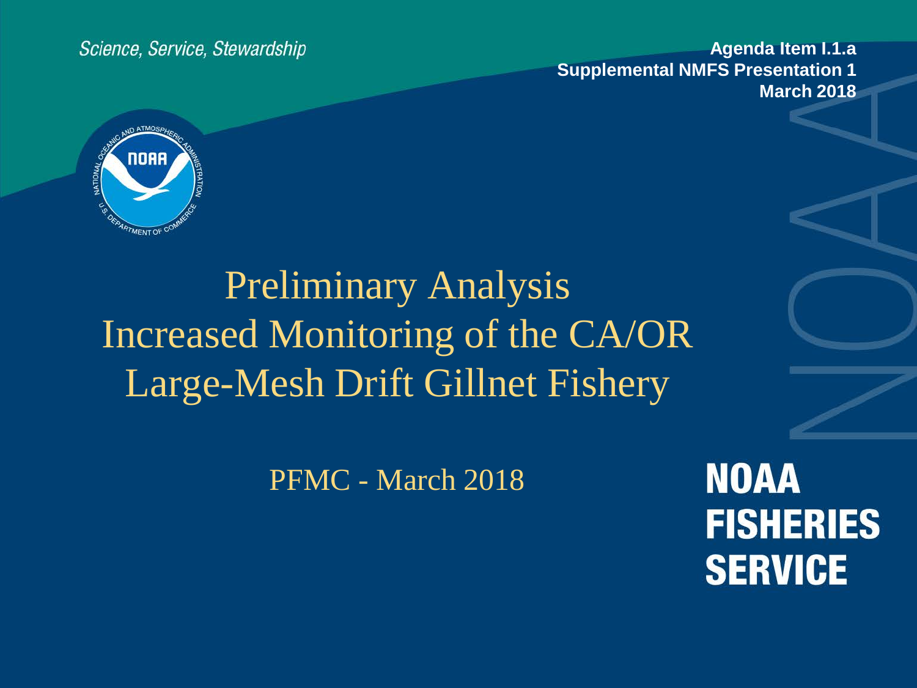*Science, Service, Stewardship*

**Agenda Item I.1.a**
**Supplemental NMFS Presentation 1**
**March 2018**

# Preliminary Analysis
# Increased Monitoring of the CA/OR Large-Mesh Drift Gillnet Fishery

PFMC - March 2018

**NOAA FISHERIES SERVICE**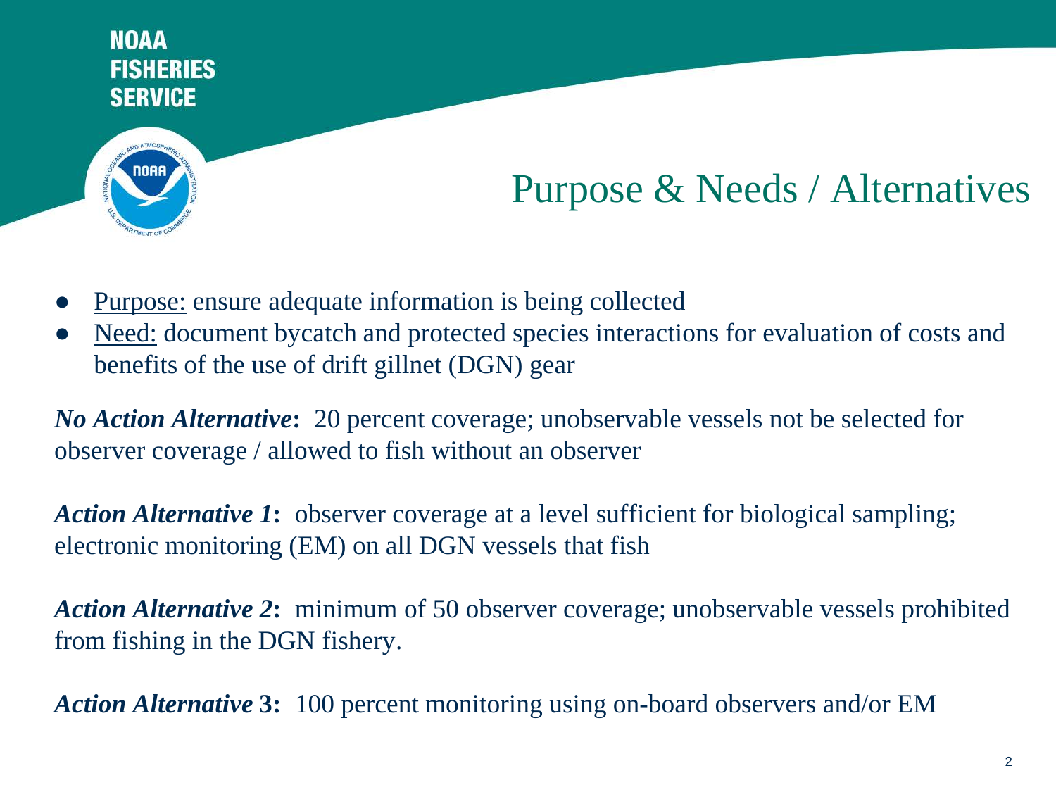# Purpose & Needs / Alternatives

- Purpose: ensure adequate information is being collected
- Need: document bycatch and protected species interactions for evaluation of costs and benefits of the use of drift gillnet (DGN) gear

***No Action Alternative*:** 20 percent coverage; unobservable vessels not be selected for observer coverage / allowed to fish without an observer

***Action Alternative 1*:** observer coverage at a level sufficient for biological sampling; electronic monitoring (EM) on all DGN vessels that fish

***Action Alternative 2*:** minimum of 50 observer coverage; unobservable vessels prohibited from fishing in the DGN fishery.

***Action Alternative* 3:** 100 percent monitoring using on-board observers and/or EM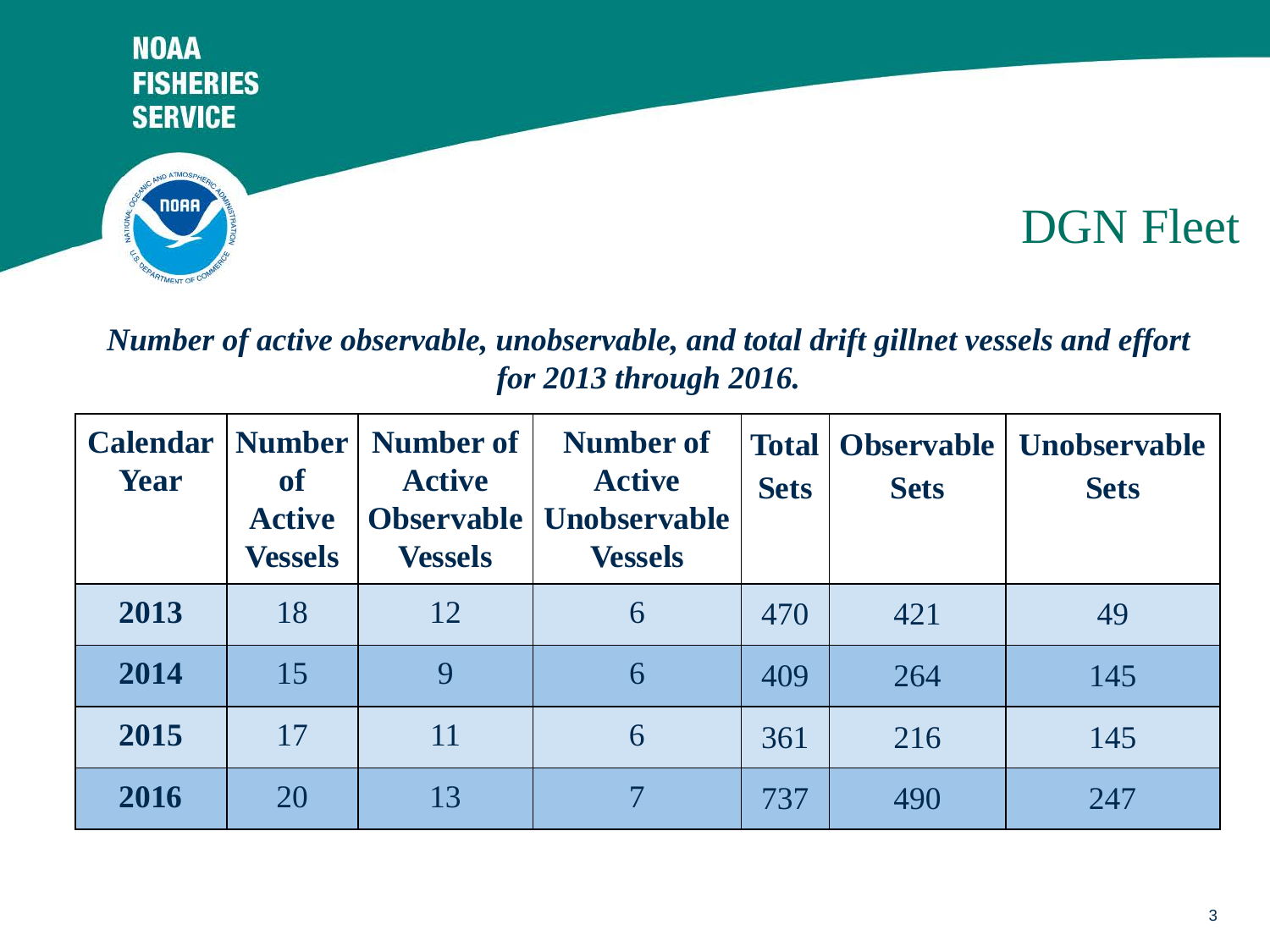# DGN Fleet

*Number of active observable, unobservable, and total drift gillnet vessels and effort for 2013 through 2016.*

| Calendar Year | Number of Active Vessels | Number of Active Observable Vessels | Number of Active Unobservable Vessels | Total Sets | Observable Sets | Unobservable Sets |
|---|---|---|---|---|---|---|
| **2013** | 18 | 12 | 6 | 470 | 421 | 49 |
| **2014** | 15 | 9 | 6 | 409 | 264 | 145 |
| **2015** | 17 | 11 | 6 | 361 | 216 | 145 |
| **2016** | 20 | 13 | 7 | 737 | 490 | 247 |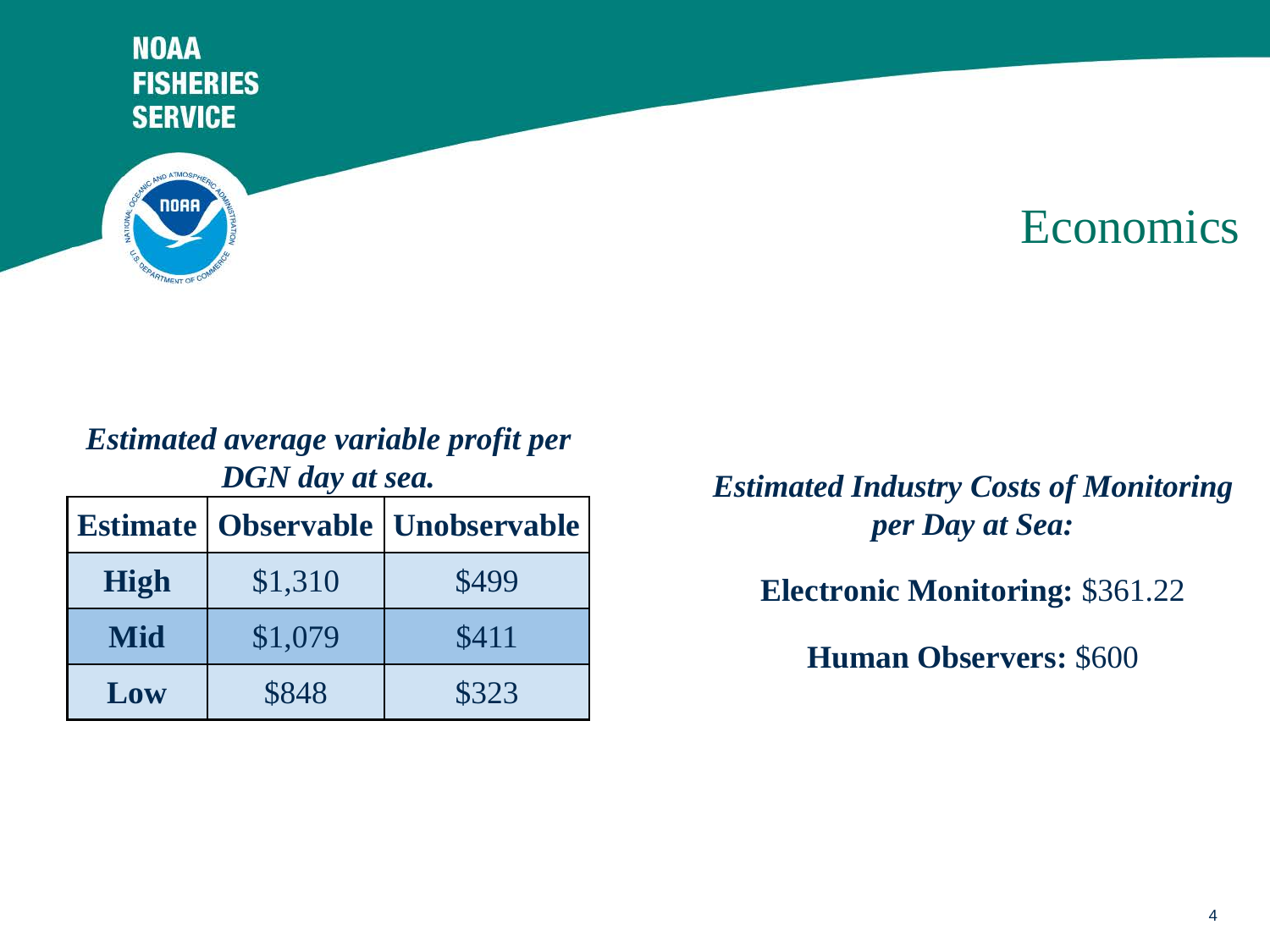# Economics

***Estimated average variable profit per DGN day at sea.***

| Estimate | Observable | Unobservable |
|---|---|---|
| **High** | $1,310 | $499 |
| **Mid** | $1,079 | $411 |
| **Low** | $848 | $323 |

***Estimated Industry Costs of Monitoring per Day at Sea:***

**Electronic Monitoring:** $361.22

**Human Observers:** $600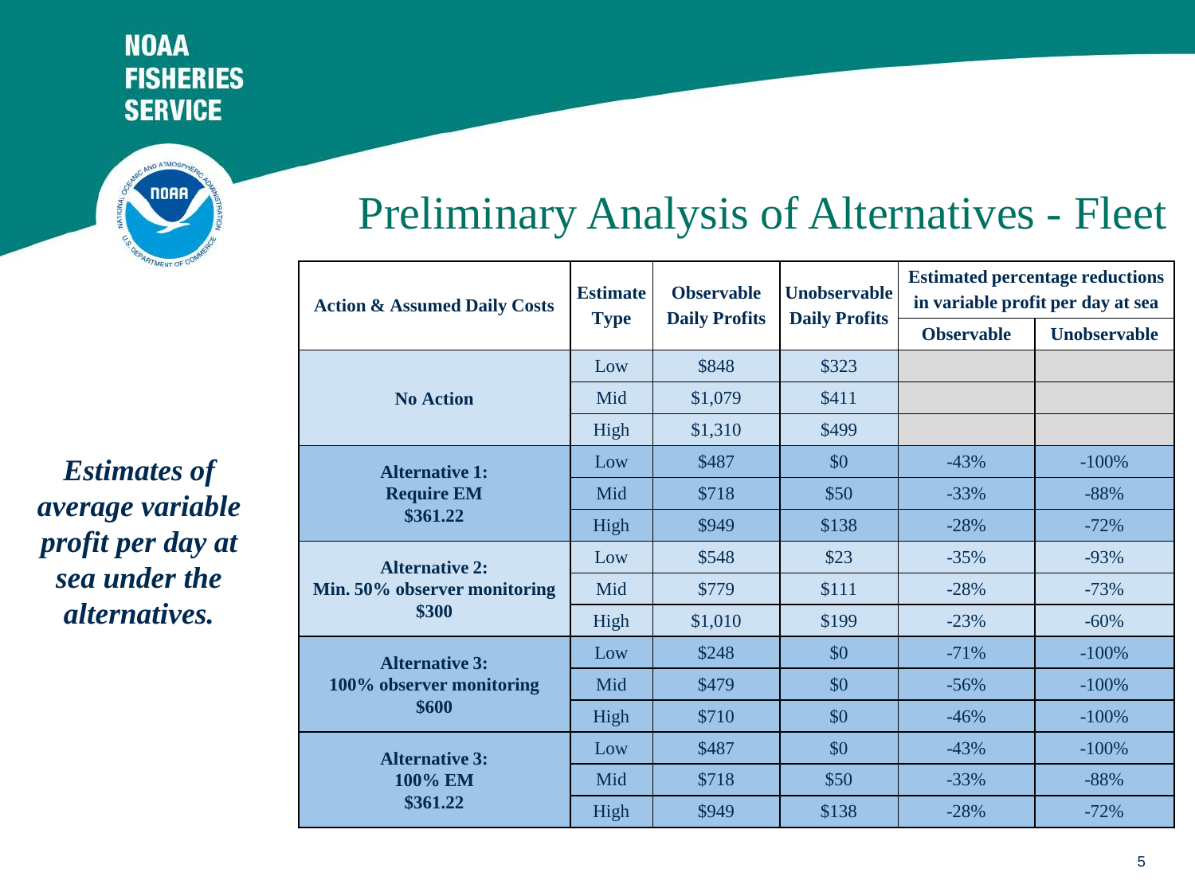# Preliminary Analysis of Alternatives - Fleet

*Estimates of average variable profit per day at sea under the alternatives.*

| Action & Assumed Daily Costs | Estimate Type | Observable Daily Profits | Unobservable Daily Profits | Estimated percentage reductions in variable profit per day at sea | |
|---|---|---|---|---|---|
| | | | | Observable | Unobservable |
| No Action | Low | $848 | $323 | | |
| | Mid | $1,079 | $411 | | |
| | High | $1,310 | $499 | | |
| Alternative 1: Require EM $361.22 | Low | $487 | $0 | -43% | -100% |
| | Mid | $718 | $50 | -33% | -88% |
| | High | $949 | $138 | -28% | -72% |
| Alternative 2: Min. 50% observer monitoring $300 | Low | $548 | $23 | -35% | -93% |
| | Mid | $779 | $111 | -28% | -73% |
| | High | $1,010 | $199 | -23% | -60% |
| Alternative 3: 100% observer monitoring $600 | Low | $248 | $0 | -71% | -100% |
| | Mid | $479 | $0 | -56% | -100% |
| | High | $710 | $0 | -46% | -100% |
| Alternative 3: 100% EM $361.22 | Low | $487 | $0 | -43% | -100% |
| | Mid | $718 | $50 | -33% | -88% |
| | High | $949 | $138 | -28% | -72% |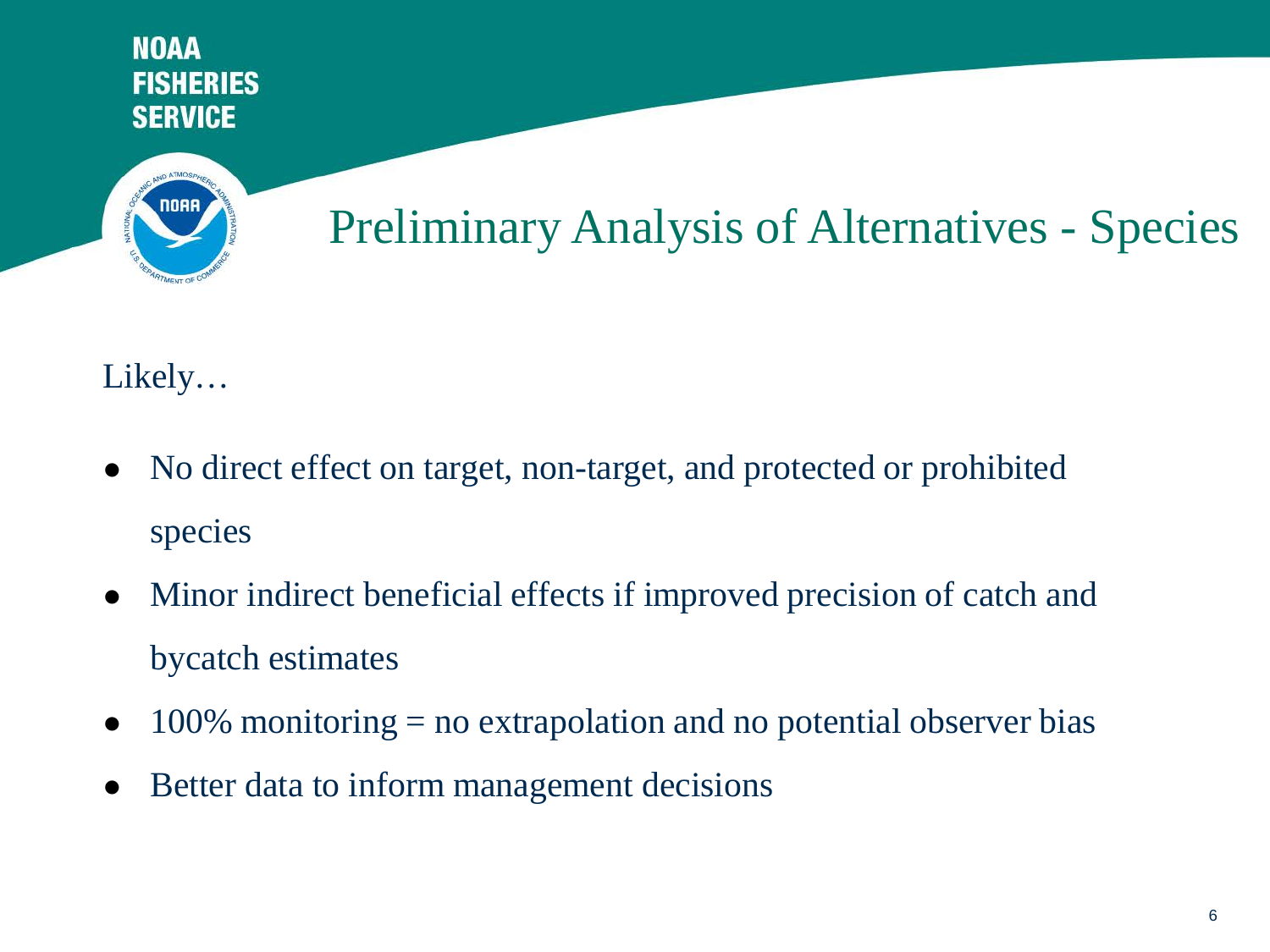# Preliminary Analysis of Alternatives - Species

Likely…

- No direct effect on target, non-target, and protected or prohibited species
- Minor indirect beneficial effects if improved precision of catch and bycatch estimates
- 100% monitoring = no extrapolation and no potential observer bias
- Better data to inform management decisions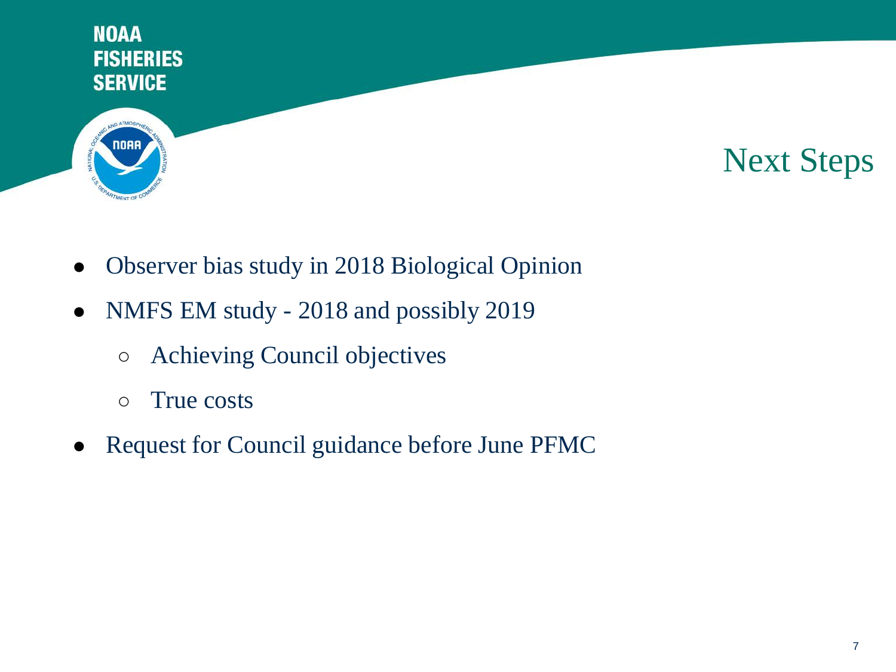# Next Steps

- Observer bias study in 2018 Biological Opinion
- NMFS EM study - 2018 and possibly 2019
  - Achieving Council objectives
  - True costs
- Request for Council guidance before June PFMC